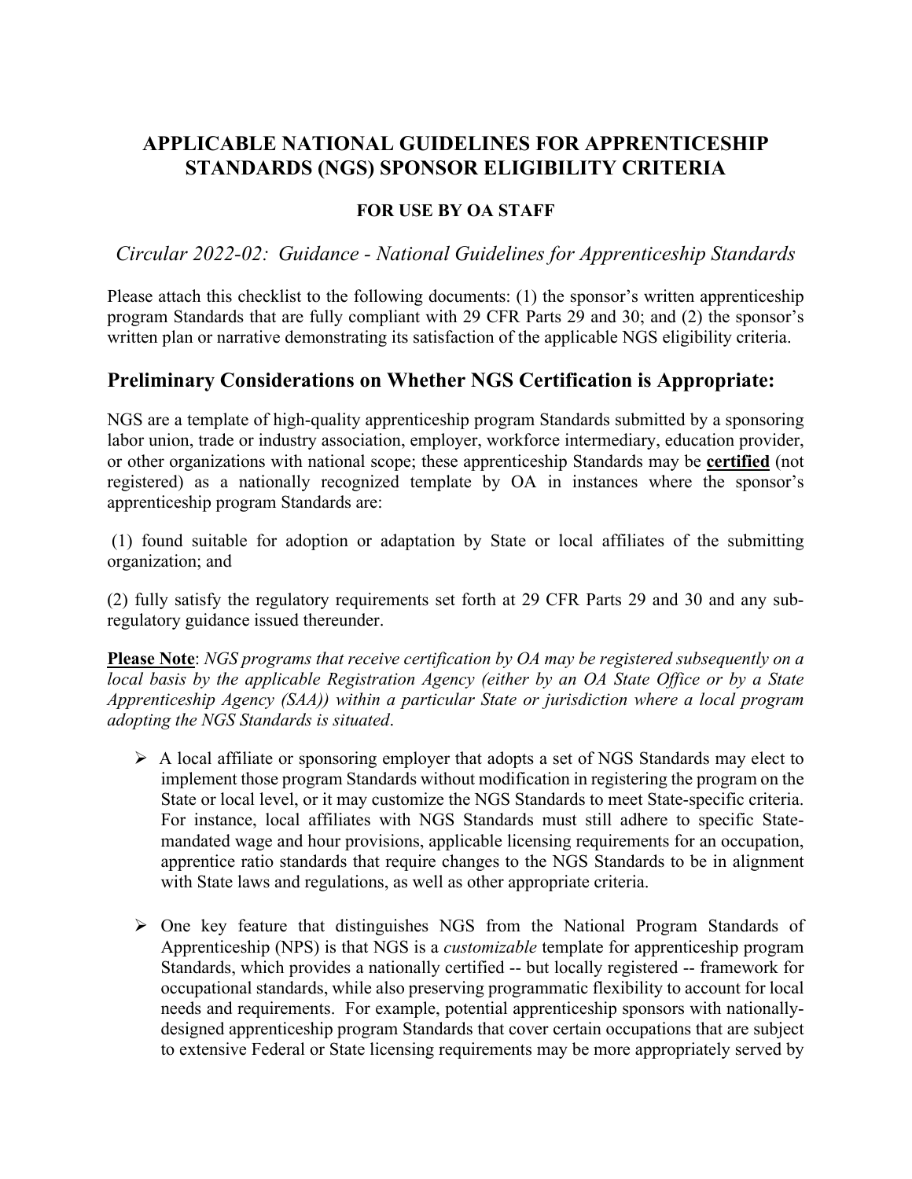# APPLICABLE NATIONAL GUIDELINES FOR APPRENTICESHIP STANDARDS (NGS) SPONSOR ELIGIBILITY CRITERIA

**FOR USE BY OA STAFF**

*Circular 2022-02: Guidance - National Guidelines for Apprenticeship Standards*

Please attach this checklist to the following documents: (1) the sponsor's written apprenticeship program Standards that are fully compliant with 29 CFR Parts 29 and 30; and (2) the sponsor's written plan or narrative demonstrating its satisfaction of the applicable NGS eligibility criteria.

## Preliminary Considerations on Whether NGS Certification is Appropriate:

NGS are a template of high-quality apprenticeship program Standards submitted by a sponsoring labor union, trade or industry association, employer, workforce intermediary, education provider, or other organizations with national scope; these apprenticeship Standards may be **certified** (not registered) as a nationally recognized template by OA in instances where the sponsor's apprenticeship program Standards are:

(1) found suitable for adoption or adaptation by State or local affiliates of the submitting organization; and

(2) fully satisfy the regulatory requirements set forth at 29 CFR Parts 29 and 30 and any sub-regulatory guidance issued thereunder.

**Please Note**: *NGS programs that receive certification by OA may be registered subsequently on a local basis by the applicable Registration Agency (either by an OA State Office or by a State Apprenticeship Agency (SAA)) within a particular State or jurisdiction where a local program adopting the NGS Standards is situated*.

- A local affiliate or sponsoring employer that adopts a set of NGS Standards may elect to implement those program Standards without modification in registering the program on the State or local level, or it may customize the NGS Standards to meet State-specific criteria. For instance, local affiliates with NGS Standards must still adhere to specific State-mandated wage and hour provisions, applicable licensing requirements for an occupation, apprentice ratio standards that require changes to the NGS Standards to be in alignment with State laws and regulations, as well as other appropriate criteria.
- One key feature that distinguishes NGS from the National Program Standards of Apprenticeship (NPS) is that NGS is a *customizable* template for apprenticeship program Standards, which provides a nationally certified -- but locally registered -- framework for occupational standards, while also preserving programmatic flexibility to account for local needs and requirements. For example, potential apprenticeship sponsors with nationally-designed apprenticeship program Standards that cover certain occupations that are subject to extensive Federal or State licensing requirements may be more appropriately served by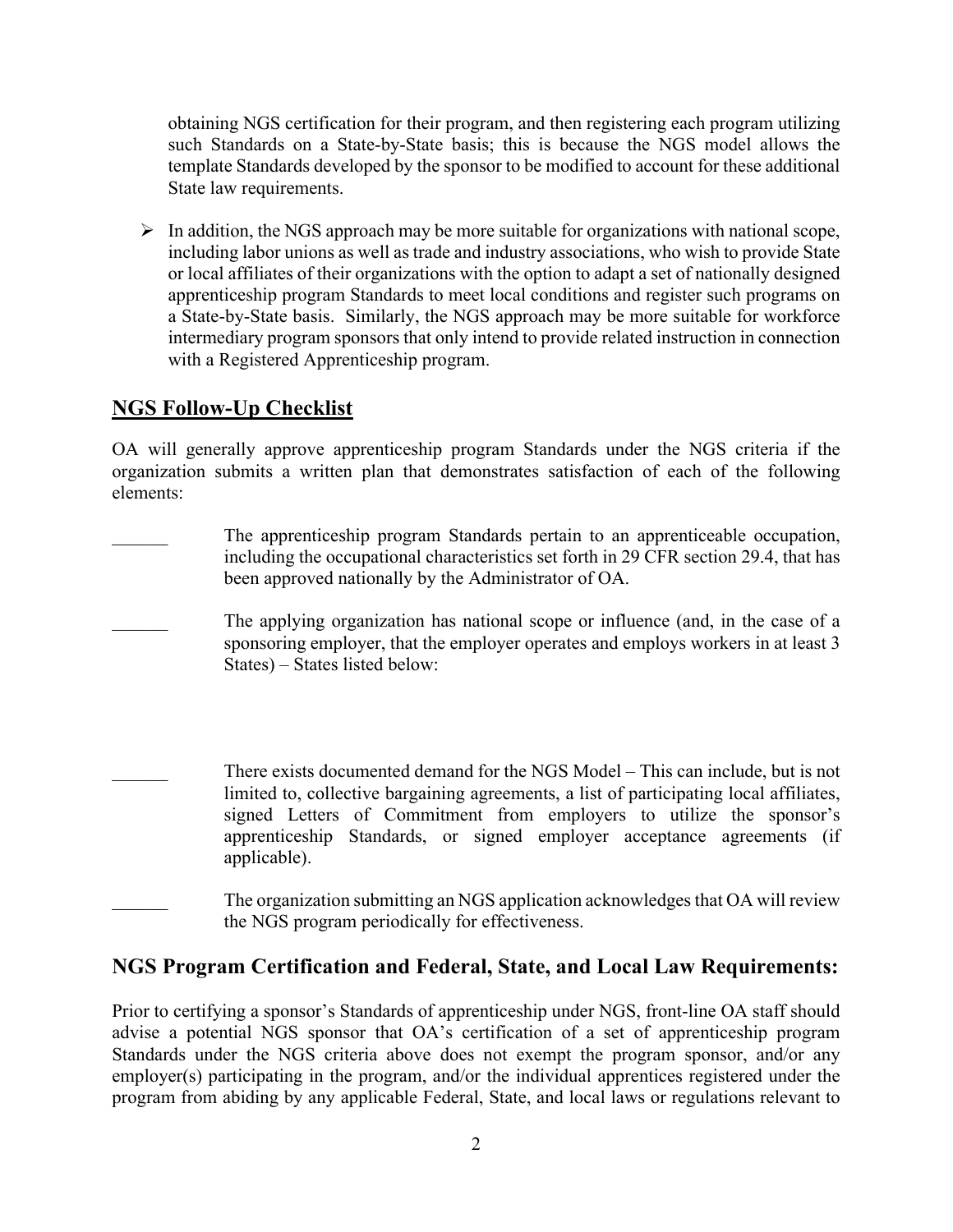obtaining NGS certification for their program, and then registering each program utilizing such Standards on a State-by-State basis; this is because the NGS model allows the template Standards developed by the sponsor to be modified to account for these additional State law requirements.

- In addition, the NGS approach may be more suitable for organizations with national scope, including labor unions as well as trade and industry associations, who wish to provide State or local affiliates of their organizations with the option to adapt a set of nationally designed apprenticeship program Standards to meet local conditions and register such programs on a State-by-State basis. Similarly, the NGS approach may be more suitable for workforce intermediary program sponsors that only intend to provide related instruction in connection with a Registered Apprenticeship program.

## NGS Follow-Up Checklist

OA will generally approve apprenticeship program Standards under the NGS criteria if the organization submits a written plan that demonstrates satisfaction of each of the following elements:

______ The apprenticeship program Standards pertain to an apprenticeable occupation, including the occupational characteristics set forth in 29 CFR section 29.4, that has been approved nationally by the Administrator of OA.

______ The applying organization has national scope or influence (and, in the case of a sponsoring employer, that the employer operates and employs workers in at least 3 States) – States listed below:

______ There exists documented demand for the NGS Model – This can include, but is not limited to, collective bargaining agreements, a list of participating local affiliates, signed Letters of Commitment from employers to utilize the sponsor's apprenticeship Standards, or signed employer acceptance agreements (if applicable).

______ The organization submitting an NGS application acknowledges that OA will review the NGS program periodically for effectiveness.

## NGS Program Certification and Federal, State, and Local Law Requirements:

Prior to certifying a sponsor's Standards of apprenticeship under NGS, front-line OA staff should advise a potential NGS sponsor that OA's certification of a set of apprenticeship program Standards under the NGS criteria above does not exempt the program sponsor, and/or any employer(s) participating in the program, and/or the individual apprentices registered under the program from abiding by any applicable Federal, State, and local laws or regulations relevant to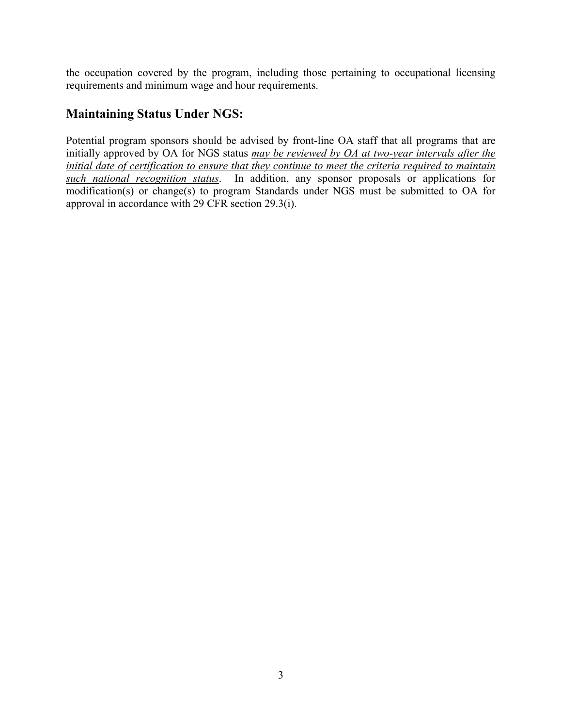the occupation covered by the program, including those pertaining to occupational licensing requirements and minimum wage and hour requirements.

## Maintaining Status Under NGS:

Potential program sponsors should be advised by front-line OA staff that all programs that are initially approved by OA for NGS status *may be reviewed by OA at two-year intervals after the initial date of certification to ensure that they continue to meet the criteria required to maintain such national recognition status*. In addition, any sponsor proposals or applications for modification(s) or change(s) to program Standards under NGS must be submitted to OA for approval in accordance with 29 CFR section 29.3(i).